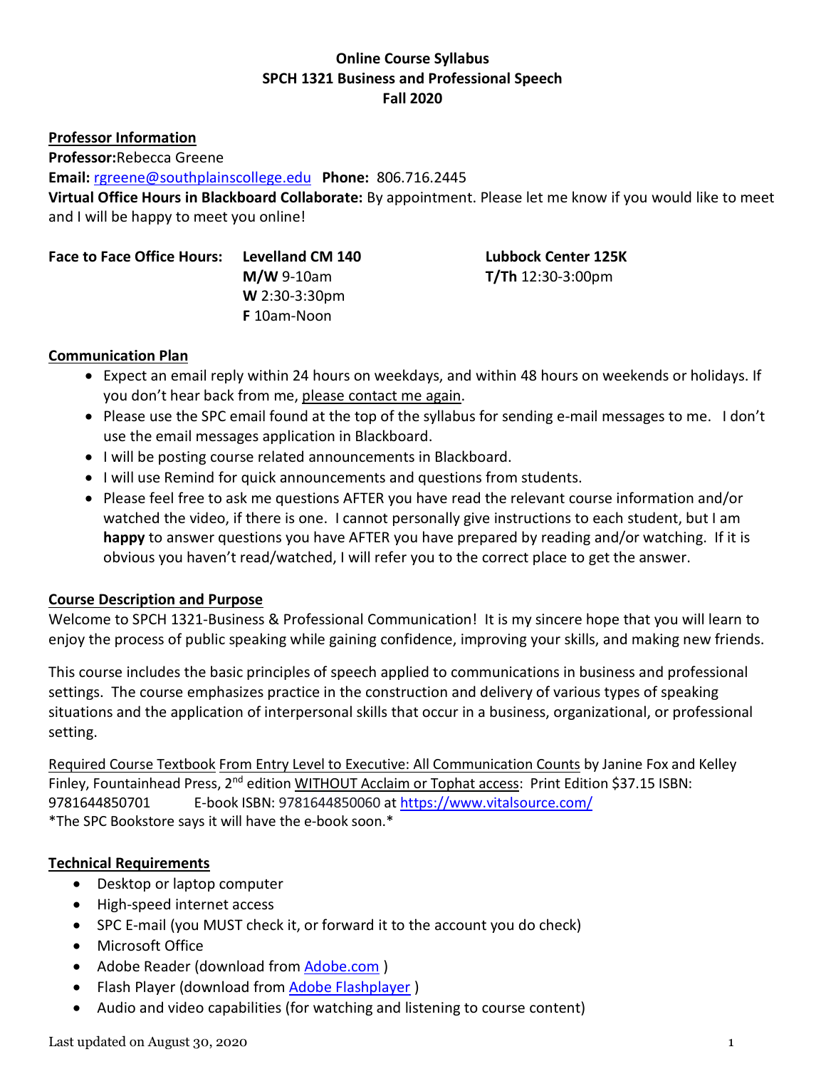**Online Course Syllabus**
**SPCH 1321 Business and Professional Speech**
**Fall 2020**

## Professor Information

**Professor:** Rebecca Greene
**Email:** [rgreene@southplainscollege.edu](mailto:rgreene@southplainscollege.edu) **Phone:** 806.716.2445
**Virtual Office Hours in Blackboard Collaborate:** By appointment. Please let me know if you would like to meet and I will be happy to meet you online!

**Face to Face Office Hours:**

| Levelland CM 140 | Lubbock Center 125K |
| --- | --- |
| **M/W** 9-10am | **T/Th** 12:30-3:00pm |
| **W** 2:30-3:30pm | |
| **F** 10am-Noon | |

## Communication Plan

- Expect an email reply within 24 hours on weekdays, and within 48 hours on weekends or holidays. If you don't hear back from me, please contact me again.
- Please use the SPC email found at the top of the syllabus for sending e-mail messages to me. I don't use the email messages application in Blackboard.
- I will be posting course related announcements in Blackboard.
- I will use Remind for quick announcements and questions from students.
- Please feel free to ask me questions AFTER you have read the relevant course information and/or watched the video, if there is one. I cannot personally give instructions to each student, but I am **happy** to answer questions you have AFTER you have prepared by reading and/or watching. If it is obvious you haven't read/watched, I will refer you to the correct place to get the answer.

## Course Description and Purpose

Welcome to SPCH 1321-Business & Professional Communication! It is my sincere hope that you will learn to enjoy the process of public speaking while gaining confidence, improving your skills, and making new friends.

This course includes the basic principles of speech applied to communications in business and professional settings. The course emphasizes practice in the construction and delivery of various types of speaking situations and the application of interpersonal skills that occur in a business, organizational, or professional setting.

Required Course Textbook From Entry Level to Executive: All Communication Counts by Janine Fox and Kelley Finley, Fountainhead Press, 2nd edition WITHOUT Acclaim or Tophat access: Print Edition $37.15 ISBN: 9781644850701 E-book ISBN: 9781644850060 at [https://www.vitalsource.com/](https://www.vitalsource.com/)
*The SPC Bookstore says it will have the e-book soon.*

## Technical Requirements

- Desktop or laptop computer
- High-speed internet access
- SPC E-mail (you MUST check it, or forward it to the account you do check)
- Microsoft Office
- Adobe Reader (download from Adobe.com )
- Flash Player (download from Adobe Flashplayer )
- Audio and video capabilities (for watching and listening to course content)

Last updated on August 30, 2020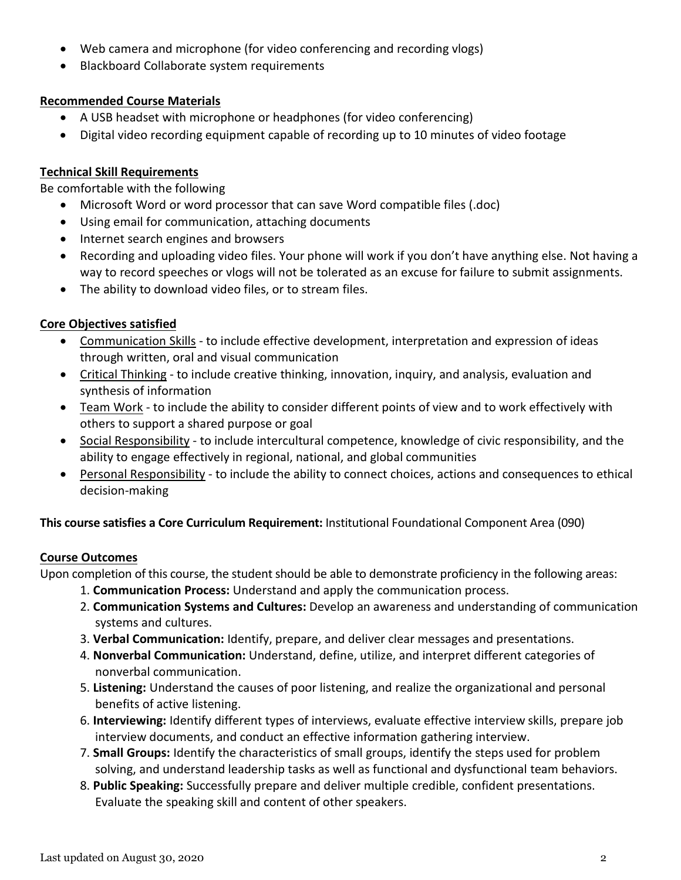- Web camera and microphone (for video conferencing and recording vlogs)
- Blackboard Collaborate system requirements

**Recommended Course Materials**

- A USB headset with microphone or headphones (for video conferencing)
- Digital video recording equipment capable of recording up to 10 minutes of video footage

**Technical Skill Requirements**

Be comfortable with the following

- Microsoft Word or word processor that can save Word compatible files (.doc)
- Using email for communication, attaching documents
- Internet search engines and browsers
- Recording and uploading video files. Your phone will work if you don't have anything else. Not having a way to record speeches or vlogs will not be tolerated as an excuse for failure to submit assignments.
- The ability to download video files, or to stream files.

**Core Objectives satisfied**

- Communication Skills - to include effective development, interpretation and expression of ideas through written, oral and visual communication
- Critical Thinking - to include creative thinking, innovation, inquiry, and analysis, evaluation and synthesis of information
- Team Work - to include the ability to consider different points of view and to work effectively with others to support a shared purpose or goal
- Social Responsibility - to include intercultural competence, knowledge of civic responsibility, and the ability to engage effectively in regional, national, and global communities
- Personal Responsibility - to include the ability to connect choices, actions and consequences to ethical decision-making

**This course satisfies a Core Curriculum Requirement:** Institutional Foundational Component Area (090)

**Course Outcomes**

Upon completion of this course, the student should be able to demonstrate proficiency in the following areas:

1. **Communication Process:** Understand and apply the communication process.
2. **Communication Systems and Cultures:** Develop an awareness and understanding of communication systems and cultures.
3. **Verbal Communication:** Identify, prepare, and deliver clear messages and presentations.
4. **Nonverbal Communication:** Understand, define, utilize, and interpret different categories of nonverbal communication.
5. **Listening:** Understand the causes of poor listening, and realize the organizational and personal benefits of active listening.
6. **Interviewing:** Identify different types of interviews, evaluate effective interview skills, prepare job interview documents, and conduct an effective information gathering interview.
7. **Small Groups:** Identify the characteristics of small groups, identify the steps used for problem solving, and understand leadership tasks as well as functional and dysfunctional team behaviors.
8. **Public Speaking:** Successfully prepare and deliver multiple credible, confident presentations. Evaluate the speaking skill and content of other speakers.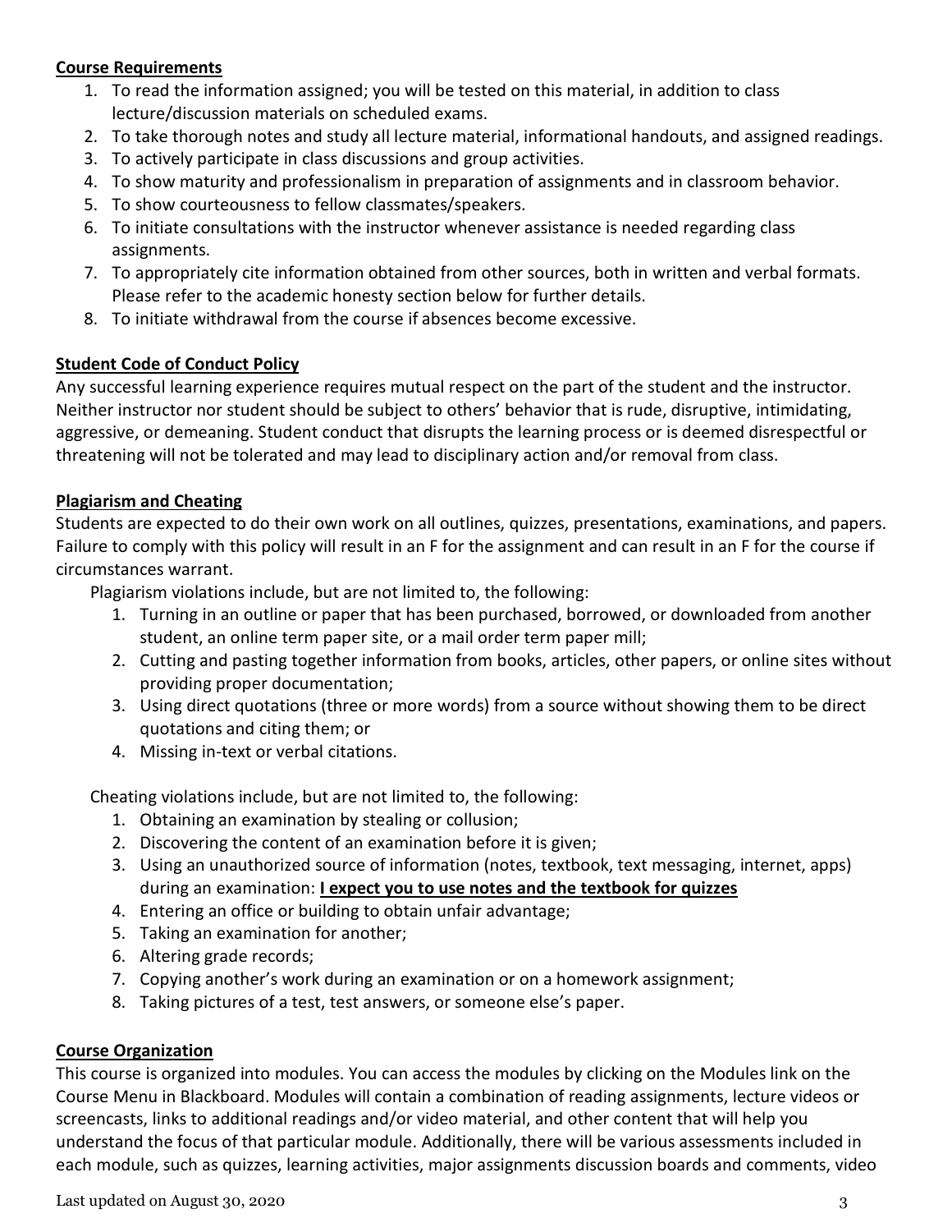**Course Requirements**

1. To read the information assigned; you will be tested on this material, in addition to class lecture/discussion materials on scheduled exams.
2. To take thorough notes and study all lecture material, informational handouts, and assigned readings.
3. To actively participate in class discussions and group activities.
4. To show maturity and professionalism in preparation of assignments and in classroom behavior.
5. To show courteousness to fellow classmates/speakers.
6. To initiate consultations with the instructor whenever assistance is needed regarding class assignments.
7. To appropriately cite information obtained from other sources, both in written and verbal formats. Please refer to the academic honesty section below for further details.
8. To initiate withdrawal from the course if absences become excessive.

**Student Code of Conduct Policy**

Any successful learning experience requires mutual respect on the part of the student and the instructor. Neither instructor nor student should be subject to others' behavior that is rude, disruptive, intimidating, aggressive, or demeaning. Student conduct that disrupts the learning process or is deemed disrespectful or threatening will not be tolerated and may lead to disciplinary action and/or removal from class.

**Plagiarism and Cheating**

Students are expected to do their own work on all outlines, quizzes, presentations, examinations, and papers. Failure to comply with this policy will result in an F for the assignment and can result in an F for the course if circumstances warrant.

Plagiarism violations include, but are not limited to, the following:

1. Turning in an outline or paper that has been purchased, borrowed, or downloaded from another student, an online term paper site, or a mail order term paper mill;
2. Cutting and pasting together information from books, articles, other papers, or online sites without providing proper documentation;
3. Using direct quotations (three or more words) from a source without showing them to be direct quotations and citing them; or
4. Missing in-text or verbal citations.

Cheating violations include, but are not limited to, the following:

1. Obtaining an examination by stealing or collusion;
2. Discovering the content of an examination before it is given;
3. Using an unauthorized source of information (notes, textbook, text messaging, internet, apps) during an examination: **I expect you to use notes and the textbook for quizzes**
4. Entering an office or building to obtain unfair advantage;
5. Taking an examination for another;
6. Altering grade records;
7. Copying another's work during an examination or on a homework assignment;
8. Taking pictures of a test, test answers, or someone else's paper.

**Course Organization**

This course is organized into modules. You can access the modules by clicking on the Modules link on the Course Menu in Blackboard. Modules will contain a combination of reading assignments, lecture videos or screencasts, links to additional readings and/or video material, and other content that will help you understand the focus of that particular module. Additionally, there will be various assessments included in each module, such as quizzes, learning activities, major assignments discussion boards and comments, video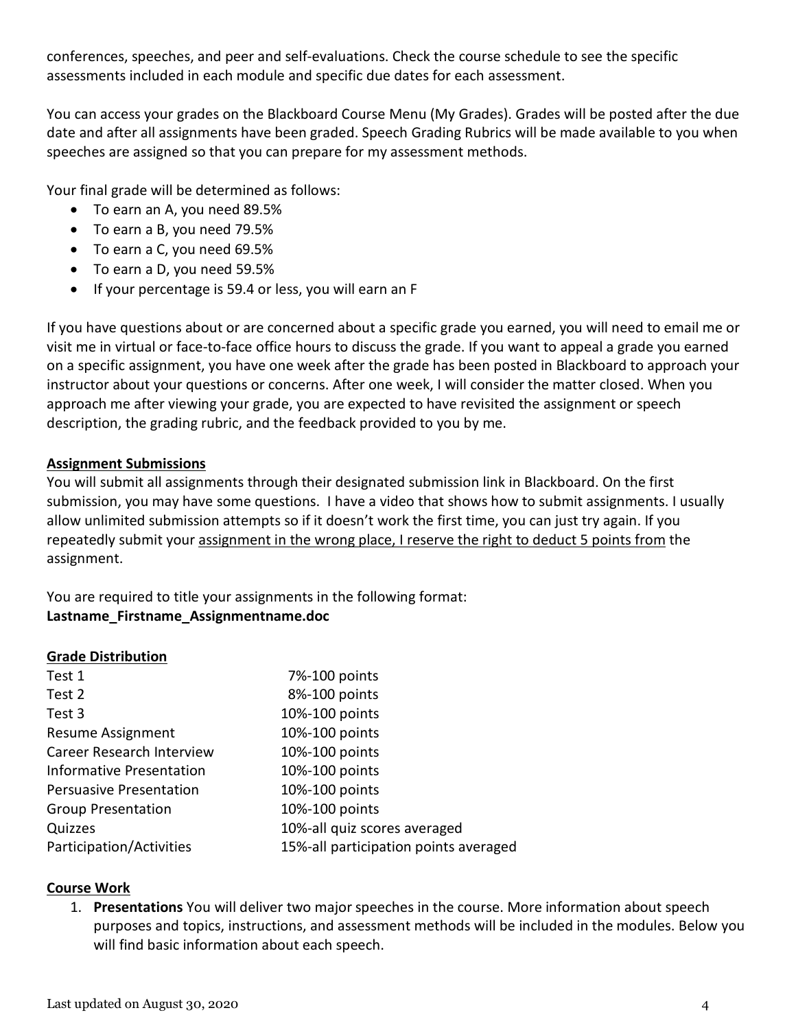conferences, speeches, and peer and self-evaluations. Check the course schedule to see the specific assessments included in each module and specific due dates for each assessment.

You can access your grades on the Blackboard Course Menu (My Grades). Grades will be posted after the due date and after all assignments have been graded. Speech Grading Rubrics will be made available to you when speeches are assigned so that you can prepare for my assessment methods.

Your final grade will be determined as follows:

- To earn an A, you need 89.5%
- To earn a B, you need 79.5%
- To earn a C, you need 69.5%
- To earn a D, you need 59.5%
- If your percentage is 59.4 or less, you will earn an F

If you have questions about or are concerned about a specific grade you earned, you will need to email me or visit me in virtual or face-to-face office hours to discuss the grade. If you want to appeal a grade you earned on a specific assignment, you have one week after the grade has been posted in Blackboard to approach your instructor about your questions or concerns. After one week, I will consider the matter closed. When you approach me after viewing your grade, you are expected to have revisited the assignment or speech description, the grading rubric, and the feedback provided to you by me.

**Assignment Submissions**

You will submit all assignments through their designated submission link in Blackboard. On the first submission, you may have some questions. I have a video that shows how to submit assignments. I usually allow unlimited submission attempts so if it doesn't work the first time, you can just try again. If you repeatedly submit your assignment in the wrong place, I reserve the right to deduct 5 points from the assignment.

You are required to title your assignments in the following format:
**Lastname_Firstname_Assignmentname.doc**

**Grade Distribution**

| | |
|---|---|
| Test 1 | 7%-100 points |
| Test 2 | 8%-100 points |
| Test 3 | 10%-100 points |
| Resume Assignment | 10%-100 points |
| Career Research Interview | 10%-100 points |
| Informative Presentation | 10%-100 points |
| Persuasive Presentation | 10%-100 points |
| Group Presentation | 10%-100 points |
| Quizzes | 10%-all quiz scores averaged |
| Participation/Activities | 15%-all participation points averaged |

**Course Work**

1. **Presentations** You will deliver two major speeches in the course. More information about speech purposes and topics, instructions, and assessment methods will be included in the modules. Below you will find basic information about each speech.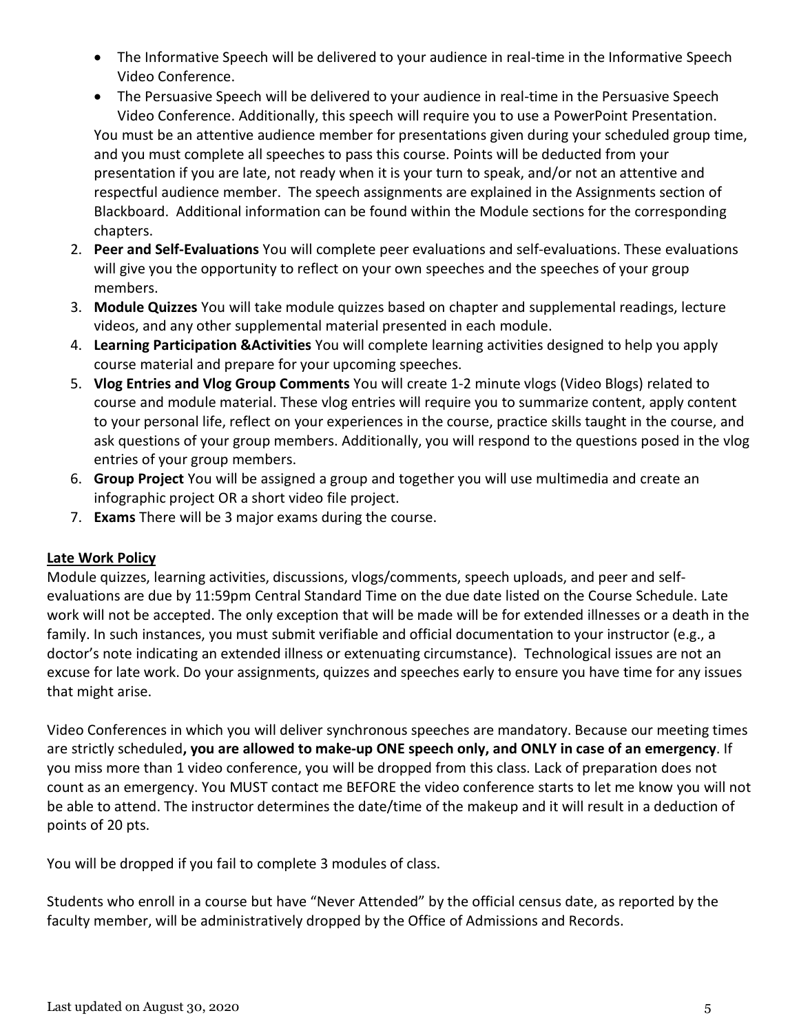- The Informative Speech will be delivered to your audience in real-time in the Informative Speech Video Conference.
- The Persuasive Speech will be delivered to your audience in real-time in the Persuasive Speech Video Conference. Additionally, this speech will require you to use a PowerPoint Presentation.

You must be an attentive audience member for presentations given during your scheduled group time, and you must complete all speeches to pass this course. Points will be deducted from your presentation if you are late, not ready when it is your turn to speak, and/or not an attentive and respectful audience member. The speech assignments are explained in the Assignments section of Blackboard. Additional information can be found within the Module sections for the corresponding chapters.

2. **Peer and Self-Evaluations** You will complete peer evaluations and self-evaluations. These evaluations will give you the opportunity to reflect on your own speeches and the speeches of your group members.
3. **Module Quizzes** You will take module quizzes based on chapter and supplemental readings, lecture videos, and any other supplemental material presented in each module.
4. **Learning Participation &Activities** You will complete learning activities designed to help you apply course material and prepare for your upcoming speeches.
5. **Vlog Entries and Vlog Group Comments** You will create 1-2 minute vlogs (Video Blogs) related to course and module material. These vlog entries will require you to summarize content, apply content to your personal life, reflect on your experiences in the course, practice skills taught in the course, and ask questions of your group members. Additionally, you will respond to the questions posed in the vlog entries of your group members.
6. **Group Project** You will be assigned a group and together you will use multimedia and create an infographic project OR a short video file project.
7. **Exams** There will be 3 major exams during the course.

**Late Work Policy**

Module quizzes, learning activities, discussions, vlogs/comments, speech uploads, and peer and self-evaluations are due by 11:59pm Central Standard Time on the due date listed on the Course Schedule. Late work will not be accepted. The only exception that will be made will be for extended illnesses or a death in the family. In such instances, you must submit verifiable and official documentation to your instructor (e.g., a doctor's note indicating an extended illness or extenuating circumstance). Technological issues are not an excuse for late work. Do your assignments, quizzes and speeches early to ensure you have time for any issues that might arise.

Video Conferences in which you will deliver synchronous speeches are mandatory. Because our meeting times are strictly scheduled**, you are allowed to make-up ONE speech only, and ONLY in case of an emergency**. If you miss more than 1 video conference, you will be dropped from this class. Lack of preparation does not count as an emergency. You MUST contact me BEFORE the video conference starts to let me know you will not be able to attend. The instructor determines the date/time of the makeup and it will result in a deduction of points of 20 pts.

You will be dropped if you fail to complete 3 modules of class.

Students who enroll in a course but have "Never Attended" by the official census date, as reported by the faculty member, will be administratively dropped by the Office of Admissions and Records.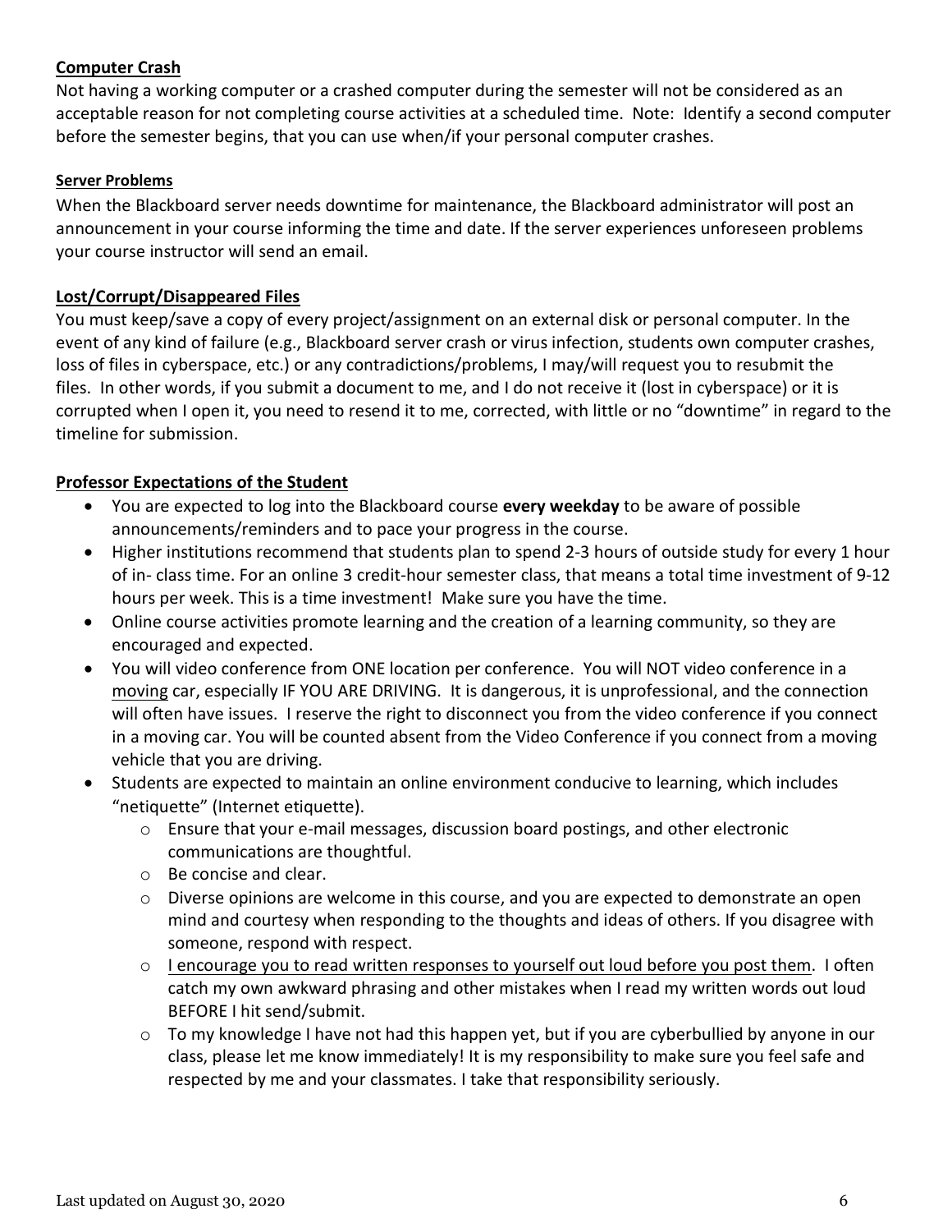**Computer Crash**

Not having a working computer or a crashed computer during the semester will not be considered as an acceptable reason for not completing course activities at a scheduled time. Note: Identify a second computer before the semester begins, that you can use when/if your personal computer crashes.

**Server Problems**

When the Blackboard server needs downtime for maintenance, the Blackboard administrator will post an announcement in your course informing the time and date. If the server experiences unforeseen problems your course instructor will send an email.

**Lost/Corrupt/Disappeared Files**

You must keep/save a copy of every project/assignment on an external disk or personal computer. In the event of any kind of failure (e.g., Blackboard server crash or virus infection, students own computer crashes, loss of files in cyberspace, etc.) or any contradictions/problems, I may/will request you to resubmit the files. In other words, if you submit a document to me, and I do not receive it (lost in cyberspace) or it is corrupted when I open it, you need to resend it to me, corrected, with little or no "downtime" in regard to the timeline for submission.

**Professor Expectations of the Student**

- You are expected to log into the Blackboard course **every weekday** to be aware of possible announcements/reminders and to pace your progress in the course.
- Higher institutions recommend that students plan to spend 2-3 hours of outside study for every 1 hour of in- class time. For an online 3 credit-hour semester class, that means a total time investment of 9-12 hours per week. This is a time investment! Make sure you have the time.
- Online course activities promote learning and the creation of a learning community, so they are encouraged and expected.
- You will video conference from ONE location per conference. You will NOT video conference in a moving car, especially IF YOU ARE DRIVING. It is dangerous, it is unprofessional, and the connection will often have issues. I reserve the right to disconnect you from the video conference if you connect in a moving car. You will be counted absent from the Video Conference if you connect from a moving vehicle that you are driving.
- Students are expected to maintain an online environment conducive to learning, which includes "netiquette" (Internet etiquette).
  - Ensure that your e-mail messages, discussion board postings, and other electronic communications are thoughtful.
  - Be concise and clear.
  - Diverse opinions are welcome in this course, and you are expected to demonstrate an open mind and courtesy when responding to the thoughts and ideas of others. If you disagree with someone, respond with respect.
  - I encourage you to read written responses to yourself out loud before you post them. I often catch my own awkward phrasing and other mistakes when I read my written words out loud BEFORE I hit send/submit.
  - To my knowledge I have not had this happen yet, but if you are cyberbullied by anyone in our class, please let me know immediately! It is my responsibility to make sure you feel safe and respected by me and your classmates. I take that responsibility seriously.

Last updated on August 30, 2020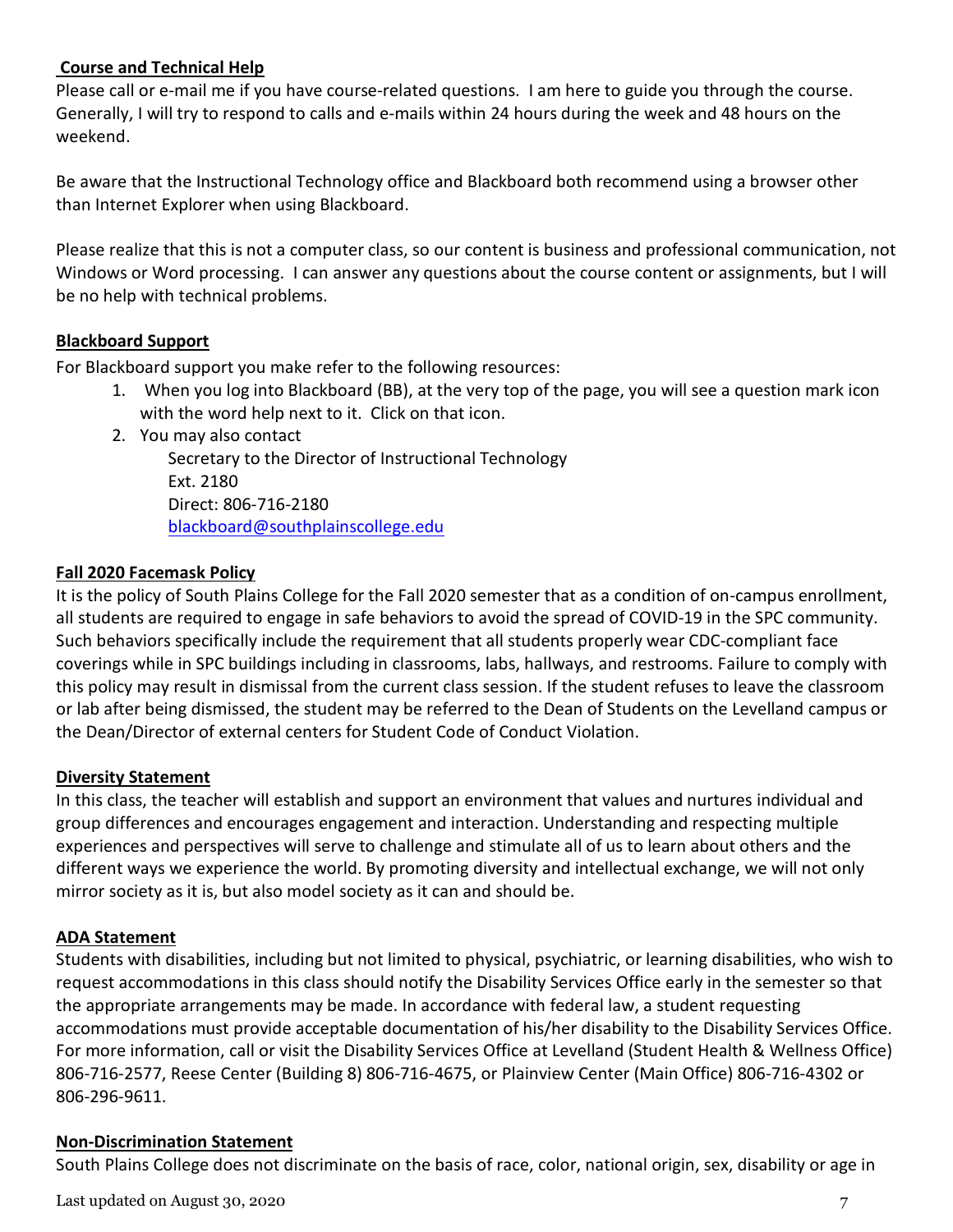## Course and Technical Help

Please call or e-mail me if you have course-related questions. I am here to guide you through the course. Generally, I will try to respond to calls and e-mails within 24 hours during the week and 48 hours on the weekend.

Be aware that the Instructional Technology office and Blackboard both recommend using a browser other than Internet Explorer when using Blackboard.

Please realize that this is not a computer class, so our content is business and professional communication, not Windows or Word processing. I can answer any questions about the course content or assignments, but I will be no help with technical problems.

## Blackboard Support

For Blackboard support you make refer to the following resources:

1. When you log into Blackboard (BB), at the very top of the page, you will see a question mark icon with the word help next to it. Click on that icon.
2. You may also contact
   Secretary to the Director of Instructional Technology
   Ext. 2180
   Direct: 806-716-2180
   blackboard@southplainscollege.edu

## Fall 2020 Facemask Policy

It is the policy of South Plains College for the Fall 2020 semester that as a condition of on-campus enrollment, all students are required to engage in safe behaviors to avoid the spread of COVID-19 in the SPC community. Such behaviors specifically include the requirement that all students properly wear CDC-compliant face coverings while in SPC buildings including in classrooms, labs, hallways, and restrooms. Failure to comply with this policy may result in dismissal from the current class session. If the student refuses to leave the classroom or lab after being dismissed, the student may be referred to the Dean of Students on the Levelland campus or the Dean/Director of external centers for Student Code of Conduct Violation.

## Diversity Statement

In this class, the teacher will establish and support an environment that values and nurtures individual and group differences and encourages engagement and interaction. Understanding and respecting multiple experiences and perspectives will serve to challenge and stimulate all of us to learn about others and the different ways we experience the world. By promoting diversity and intellectual exchange, we will not only mirror society as it is, but also model society as it can and should be.

## ADA Statement

Students with disabilities, including but not limited to physical, psychiatric, or learning disabilities, who wish to request accommodations in this class should notify the Disability Services Office early in the semester so that the appropriate arrangements may be made. In accordance with federal law, a student requesting accommodations must provide acceptable documentation of his/her disability to the Disability Services Office. For more information, call or visit the Disability Services Office at Levelland (Student Health & Wellness Office) 806-716-2577, Reese Center (Building 8) 806-716-4675, or Plainview Center (Main Office) 806-716-4302 or 806-296-9611.

## Non-Discrimination Statement

South Plains College does not discriminate on the basis of race, color, national origin, sex, disability or age in

Last updated on August 30, 2020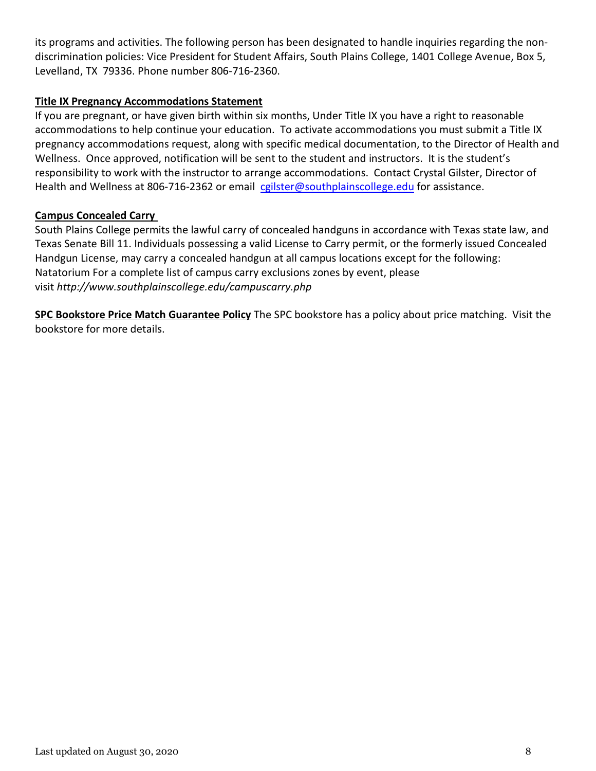its programs and activities. The following person has been designated to handle inquiries regarding the non-discrimination policies: Vice President for Student Affairs, South Plains College, 1401 College Avenue, Box 5, Levelland, TX 79336. Phone number 806-716-2360.

**Title IX Pregnancy Accommodations Statement**

If you are pregnant, or have given birth within six months, Under Title IX you have a right to reasonable accommodations to help continue your education. To activate accommodations you must submit a Title IX pregnancy accommodations request, along with specific medical documentation, to the Director of Health and Wellness. Once approved, notification will be sent to the student and instructors. It is the student's responsibility to work with the instructor to arrange accommodations. Contact Crystal Gilster, Director of Health and Wellness at 806-716-2362 or email cgilster@southplainscollege.edu for assistance.

**Campus Concealed Carry**

South Plains College permits the lawful carry of concealed handguns in accordance with Texas state law, and Texas Senate Bill 11. Individuals possessing a valid License to Carry permit, or the formerly issued Concealed Handgun License, may carry a concealed handgun at all campus locations except for the following: Natatorium For a complete list of campus carry exclusions zones by event, please visit *http://www.southplainscollege.edu/campuscarry.php*

**SPC Bookstore Price Match Guarantee Policy** The SPC bookstore has a policy about price matching. Visit the bookstore for more details.

Last updated on August 30, 2020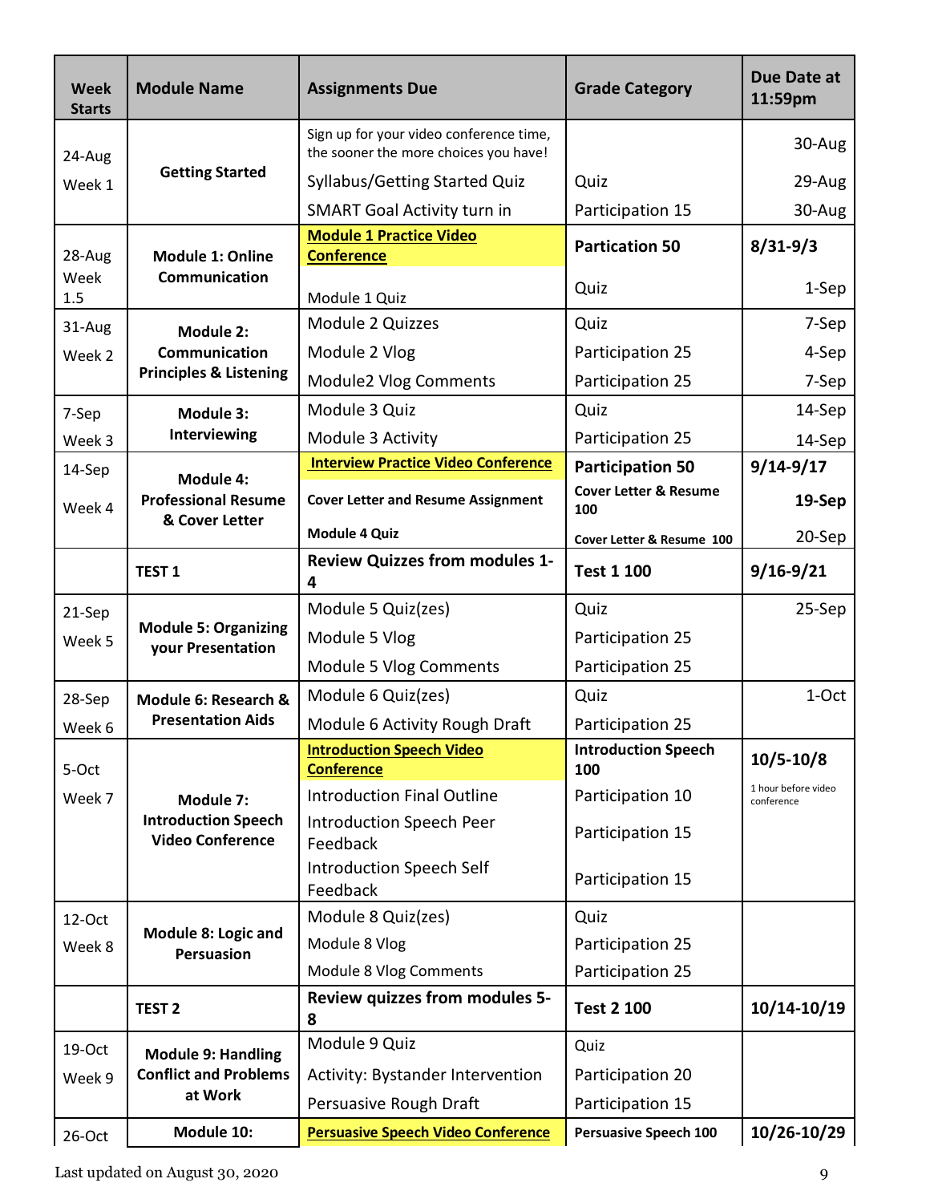| Week Starts | Module Name | Assignments Due | Grade Category | Due Date at 11:59pm |
|---|---|---|---|---|
| 24-Aug Week 1 | **Getting Started** | Sign up for your video conference time, the sooner the more choices you have! | | 30-Aug |
| | | Syllabus/Getting Started Quiz | Quiz | 29-Aug |
| | | SMART Goal Activity turn in | Participation 15 | 30-Aug |
| 28-Aug Week 1.5 | **Module 1: Online Communication** | **Module 1 Practice Video Conference** | **Partication 50** | **8/31-9/3** |
| | | Module 1 Quiz | Quiz | 1-Sep |
| 31-Aug Week 2 | **Module 2: Communication Principles & Listening** | Module 2 Quizzes | Quiz | 7-Sep |
| | | Module 2 Vlog | Participation 25 | 4-Sep |
| | | Module2 Vlog Comments | Participation 25 | 7-Sep |
| 7-Sep Week 3 | **Module 3: Interviewing** | Module 3 Quiz | Quiz | 14-Sep |
| | | Module 3 Activity | Participation 25 | 14-Sep |
| 14-Sep Week 4 | **Module 4: Professional Resume & Cover Letter** | **Interview Practice Video Conference** | **Participation 50** | **9/14-9/17** |
| | | **Cover Letter and Resume Assignment** | **Cover Letter & Resume 100** | **19-Sep** |
| | | **Module 4 Quiz** | **Cover Letter & Resume 100** | 20-Sep |
| | **TEST 1** | **Review Quizzes from modules 1-4** | **Test 1 100** | **9/16-9/21** |
| 21-Sep Week 5 | **Module 5: Organizing your Presentation** | Module 5 Quiz(zes) | Quiz | 25-Sep |
| | | Module 5 Vlog | Participation 25 | |
| | | Module 5 Vlog Comments | Participation 25 | |
| 28-Sep Week 6 | **Module 6: Research & Presentation Aids** | Module 6 Quiz(zes) | Quiz | 1-Oct |
| | | Module 6 Activity Rough Draft | Participation 25 | |
| 5-Oct Week 7 | **Module 7: Introduction Speech Video Conference** | **Introduction Speech Video Conference** | **Introduction Speech 100** | **10/5-10/8** |
| | | Introduction Final Outline | Participation 10 | 1 hour before video conference |
| | | Introduction Speech Peer Feedback | Participation 15 | |
| | | Introduction Speech Self Feedback | Participation 15 | |
| 12-Oct Week 8 | **Module 8: Logic and Persuasion** | Module 8 Quiz(zes) | Quiz | |
| | | Module 8 Vlog | Participation 25 | |
| | | Module 8 Vlog Comments | Participation 25 | |
| | **TEST 2** | **Review quizzes from modules 5-8** | **Test 2 100** | **10/14-10/19** |
| 19-Oct Week 9 | **Module 9: Handling Conflict and Problems at Work** | Module 9 Quiz | Quiz | |
| | | Activity: Bystander Intervention | Participation 20 | |
| | | Persuasive Rough Draft | Participation 15 | |
| 26-Oct | **Module 10:** | **Persuasive Speech Video Conference** | **Persuasive Speech 100** | **10/26-10/29** |

Last updated on August 30, 2020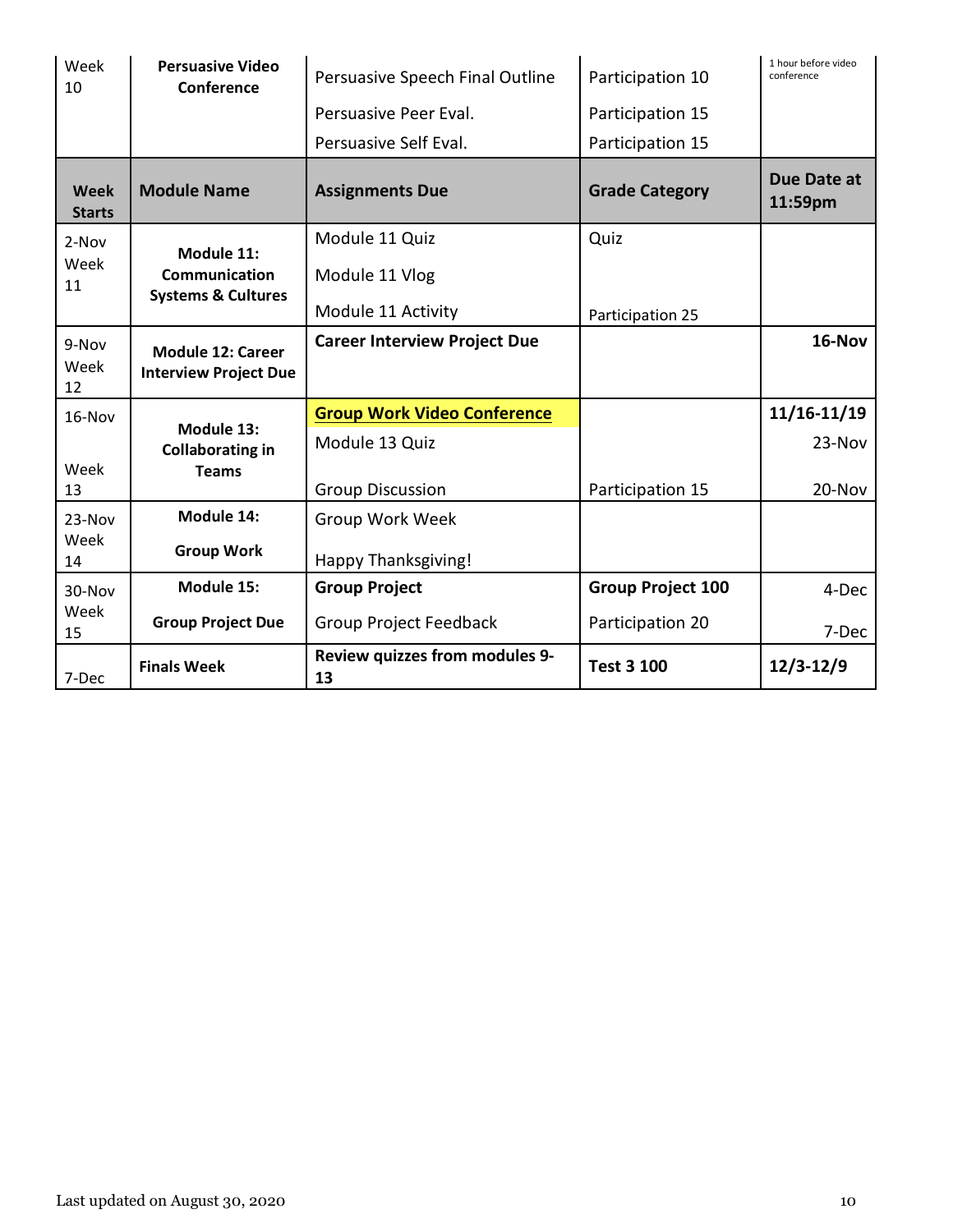| | | | | |
|---|---|---|---|---|
| Week 10 | **Persuasive Video Conference** | Persuasive Speech Final Outline | Participation 10 | 1 hour before video conference |
| | | Persuasive Peer Eval. | Participation 15 | |
| | | Persuasive Self Eval. | Participation 15 | |
| **Week Starts** | **Module Name** | **Assignments Due** | **Grade Category** | **Due Date at 11:59pm** |
| 2-Nov Week 11 | **Module 11: Communication Systems & Cultures** | Module 11 Quiz | Quiz | |
| | | Module 11 Vlog | | |
| | | Module 11 Activity | Participation 25 | |
| 9-Nov Week 12 | **Module 12: Career Interview Project Due** | **Career Interview Project Due** | | **16-Nov** |
| 16-Nov Week 13 | **Module 13: Collaborating in Teams** | **Group Work Video Conference** | | **11/16-11/19** |
| | | Module 13 Quiz | | 23-Nov |
| | | Group Discussion | Participation 15 | 20-Nov |
| 23-Nov Week 14 | **Module 14: Group Work** | Group Work Week | | |
| | | Happy Thanksgiving! | | |
| 30-Nov Week 15 | **Module 15: Group Project Due** | **Group Project** | **Group Project 100** | 4-Dec |
| | | Group Project Feedback | Participation 20 | 7-Dec |
| 7-Dec | **Finals Week** | **Review quizzes from modules 9-13** | **Test 3 100** | **12/3-12/9** |

Last updated on August 30, 2020